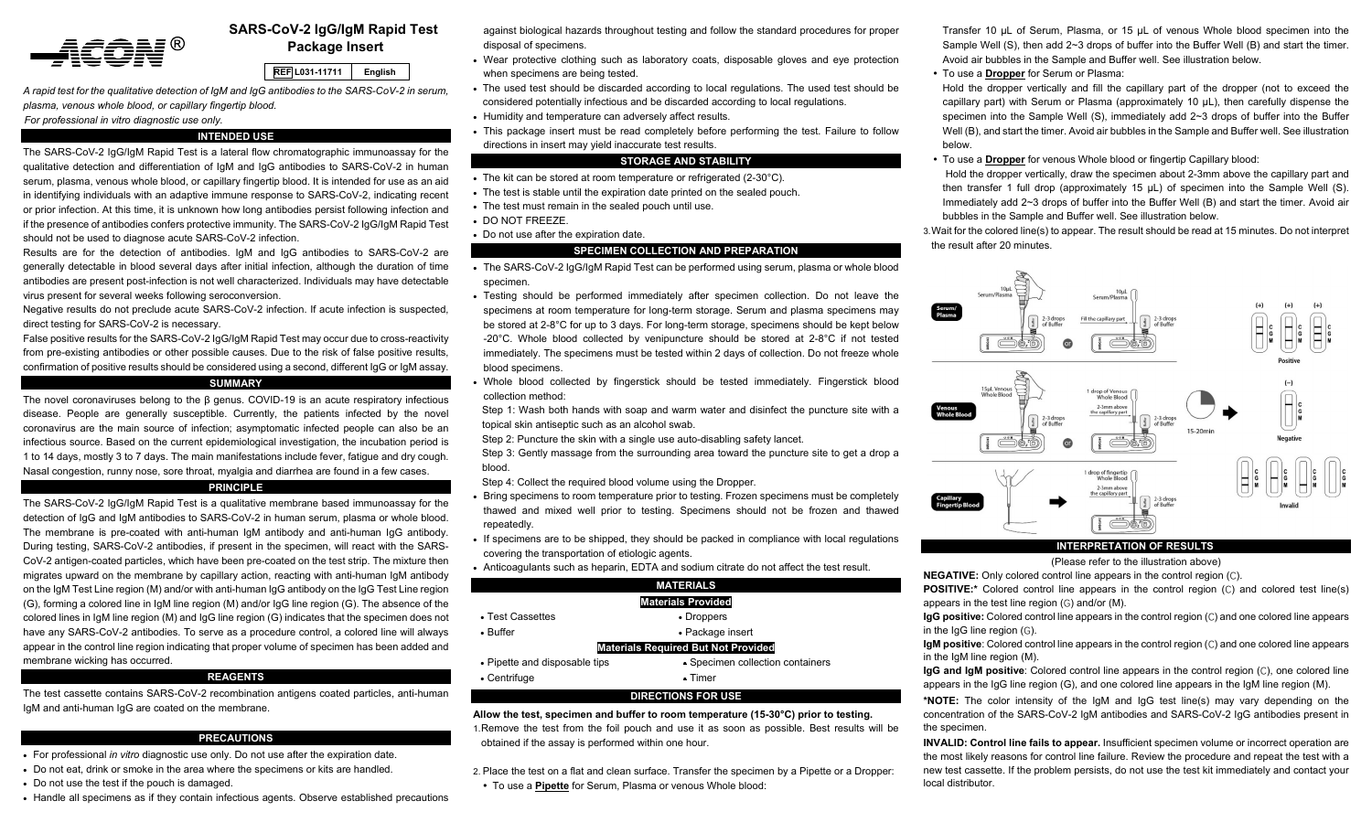# SARS-CoV-2 IgG/IgM Rapid Test Package Insert

REF L031-11711 English

*A rapid test for the qualitative detection of IgM and IgG antibodies to the SARS-CoV-2 in serum, plasma, venous whole blood, or capillary fingertip blood.*

*For professional in vitro diagnostic use only.*

## INTENDED USE

The SARS-CoV-2 IgG/IgM Rapid Test is a lateral flow chromatographic immunoassay for the qualitative detection and differentiation of IgM and IgG antibodies to SARS-CoV-2 in human serum, plasma, venous whole blood, or capillary fingertip blood. It is intended for use as an aid in identifying individuals with an adaptive immune response to SARS-CoV-2, indicating recent or prior infection. At this time, it is unknown how long antibodies persist following infection and if the presence of antibodies confers protective immunity. The SARS-CoV-2 IgG/IgM Rapid Test should not be used to diagnose acute SARS-CoV-2 infection.

Results are for the detection of antibodies. IgM and IgG antibodies to SARS-CoV-2 are generally detectable in blood several days after initial infection, although the duration of time antibodies are present post-infection is not well characterized. Individuals may have detectable virus present for several weeks following seroconversion.

Negative results do not preclude acute SARS-CoV-2 infection. If acute infection is suspected, direct testing for SARS-CoV-2 is necessary.

False positive results for the SARS-CoV-2 IgG/IgM Rapid Test may occur due to cross-reactivity from pre-existing antibodies or other possible causes. Due to the risk of false positive results, confirmation of positive results should be considered using a second, different IgG or IgM assay.

## SUMMARY

The novel coronaviruses belong to the β genus. COVID-19 is an acute respiratory infectious disease. People are generally susceptible. Currently, the patients infected by the novel coronavirus are the main source of infection; asymptomatic infected people can also be an infectious source. Based on the current epidemiological investigation, the incubation period is 1 to 14 days, mostly 3 to 7 days. The main manifestations include fever, fatigue and dry cough. Nasal congestion, runny nose, sore throat, myalgia and diarrhea are found in a few cases.

## PRINCIPLE

The SARS-CoV-2 IgG/IgM Rapid Test is a qualitative membrane based immunoassay for the detection of IgG and IgM antibodies to SARS-CoV-2 in human serum, plasma or whole blood. The membrane is pre-coated with anti-human IgM antibody and anti-human IgG antibody. During testing, SARS-CoV-2 antibodies, if present in the specimen, will react with the SARS-CoV-2 antigen-coated particles, which have been pre-coated on the test strip. The mixture then migrates upward on the membrane by capillary action, reacting with anti-human IgM antibody on the IgM Test Line region (M) and/or with anti-human IgG antibody on the IgG Test Line region (G), forming a colored line in IgM line region (M) and/or IgG line region (G). The absence of the colored lines in IgM line region (M) and IgG line region (G) indicates that the specimen does not have any SARS-CoV-2 antibodies. To serve as a procedure control, a colored line will always appear in the control line region indicating that proper volume of specimen has been added and membrane wicking has occurred.

## REAGENTS

The test cassette contains SARS-CoV-2 recombination antigens coated particles, anti-human IgM and anti-human IgG are coated on the membrane.

## PRECAUTIONS

- For professional *in vitro* diagnostic use only. Do not use after the expiration date.
- Do not eat, drink or smoke in the area where the specimens or kits are handled.
- Do not use the test if the pouch is damaged.
- Handle all specimens as if they contain infectious agents. Observe established precautions against biological hazards throughout testing and follow the standard procedures for proper disposal of specimens.
- Wear protective clothing such as laboratory coats, disposable gloves and eye protection when specimens are being tested.
- The used test should be discarded according to local regulations. The used test should be considered potentially infectious and be discarded according to local regulations.
- Humidity and temperature can adversely affect results.
- This package insert must be read completely before performing the test. Failure to follow directions in insert may yield inaccurate test results.

## STORAGE AND STABILITY

- The kit can be stored at room temperature or refrigerated (2-30°C).
- The test is stable until the expiration date printed on the sealed pouch.
- The test must remain in the sealed pouch until use.
- DO NOT FREEZE.
- Do not use after the expiration date.

## SPECIMEN COLLECTION AND PREPARATION

- The SARS-CoV-2 IgG/IgM Rapid Test can be performed using serum, plasma or whole blood specimen.
- Testing should be performed immediately after specimen collection. Do not leave the specimens at room temperature for long-term storage. Serum and plasma specimens may be stored at 2-8°C for up to 3 days. For long-term storage, specimens should be kept below -20°C. Whole blood collected by venipuncture should be stored at 2-8°C if not tested immediately. The specimens must be tested within 2 days of collection. Do not freeze whole blood specimens.
- Whole blood collected by fingerstick should be tested immediately. Fingerstick blood collection method:

  Step 1: Wash both hands with soap and warm water and disinfect the puncture site with a topical skin antiseptic such as an alcohol swab.

  Step 2: Puncture the skin with a single use auto-disabling safety lancet.

  Step 3: Gently massage from the surrounding area toward the puncture site to get a drop a blood.

  Step 4: Collect the required blood volume using the Dropper.
- Bring specimens to room temperature prior to testing. Frozen specimens must be completely thawed and mixed well prior to testing. Specimens should not be frozen and thawed repeatedly.
- If specimens are to be shipped, they should be packed in compliance with local regulations covering the transportation of etiologic agents.
- Anticoagulants such as heparin, EDTA and sodium citrate do not affect the test result.

## MATERIALS

### Materials Provided

- Test Cassettes
- Droppers
- Buffer
- Package insert

### Materials Required But Not Provided

- Pipette and disposable tips
- Specimen collection containers
- Centrifuge
- Timer

## DIRECTIONS FOR USE

**Allow the test, specimen and buffer to room temperature (15-30°C) prior to testing.**

1. Remove the test from the foil pouch and use it as soon as possible. Best results will be obtained if the assay is performed within one hour.

2. Place the test on a flat and clean surface. Transfer the specimen by a Pipette or a Dropper:
   - To use a **Pipette** for Serum, Plasma or venous Whole blood:

     Transfer 10 µL of Serum, Plasma, or 15 µL of venous Whole blood specimen into the Sample Well (S), then add 2~3 drops of buffer into the Buffer Well (B) and start the timer. Avoid air bubbles in the Sample and Buffer well. See illustration below.
   - To use a **Dropper** for Serum or Plasma:

     Hold the dropper vertically and fill the capillary part of the dropper (not to exceed the capillary part) with Serum or Plasma (approximately 10 µL), then carefully dispense the specimen into the Sample Well (S), immediately add 2~3 drops of buffer into the Buffer Well (B), and start the timer. Avoid air bubbles in the Sample and Buffer well. See illustration below.
   - To use a **Dropper** for venous Whole blood or fingertip Capillary blood:

     Hold the dropper vertically, draw the specimen about 2-3mm above the capillary part and then transfer 1 full drop (approximately 15 µL) of specimen into the Sample Well (S). Immediately add 2~3 drops of buffer into the Buffer Well (B) and start the timer. Avoid air bubbles in the Sample and Buffer well. See illustration below.

3. Wait for the colored line(s) to appear. The result should be read at 15 minutes. Do not interpret the result after 20 minutes.

## INTERPRETATION OF RESULTS

(Please refer to the illustration above)

**NEGATIVE:** Only colored control line appears in the control region (C).

**POSITIVE:*** Colored control line appears in the control region (C) and colored test line(s) appears in the test line region (G) and/or (M).

**IgG positive:** Colored control line appears in the control region (C) and one colored line appears in the IgG line region (G).

**IgM positive**: Colored control line appears in the control region (C) and one colored line appears in the IgM line region (M).

**IgG and IgM positive**: Colored control line appears in the control region (C), one colored line appears in the IgG line region (G), and one colored line appears in the IgM line region (M).

***NOTE:** The color intensity of the IgM and IgG test line(s) may vary depending on the concentration of the SARS-CoV-2 IgM antibodies and SARS-CoV-2 IgG antibodies present in the specimen.

**INVALID: Control line fails to appear.** Insufficient specimen volume or incorrect operation are the most likely reasons for control line failure. Review the procedure and repeat the test with a new test cassette. If the problem persists, do not use the test kit immediately and contact your local distributor.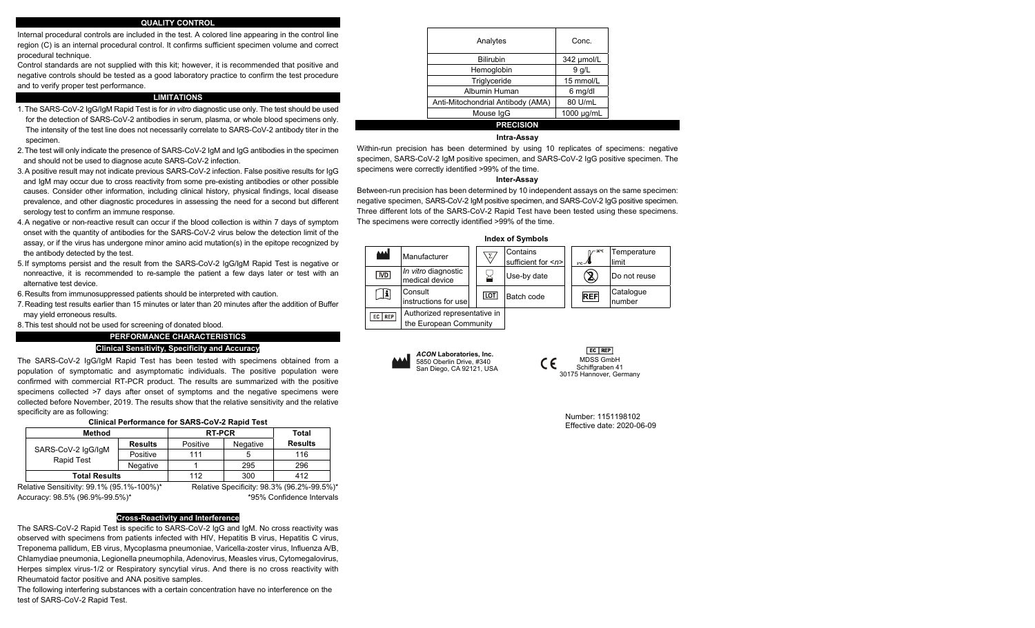## QUALITY CONTROL

Internal procedural controls are included in the test. A colored line appearing in the control line region (C) is an internal procedural control. It confirms sufficient specimen volume and correct procedural technique.

Control standards are not supplied with this kit; however, it is recommended that positive and negative controls should be tested as a good laboratory practice to confirm the test procedure and to verify proper test performance.

## LIMITATIONS

1. The SARS-CoV-2 IgG/IgM Rapid Test is for *in vitro* diagnostic use only. The test should be used for the detection of SARS-CoV-2 antibodies in serum, plasma, or whole blood specimens only. The intensity of the test line does not necessarily correlate to SARS-CoV-2 antibody titer in the specimen.
2. The test will only indicate the presence of SARS-CoV-2 IgM and IgG antibodies in the specimen and should not be used to diagnose acute SARS-CoV-2 infection.
3. A positive result may not indicate previous SARS-CoV-2 infection. False positive results for IgG and IgM may occur due to cross reactivity from some pre-existing antibodies or other possible causes. Consider other information, including clinical history, physical findings, local disease prevalence, and other diagnostic procedures in assessing the need for a second but different serology test to confirm an immune response.
4. A negative or non-reactive result can occur if the blood collection is within 7 days of symptom onset with the quantity of antibodies for the SARS-CoV-2 virus below the detection limit of the assay, or if the virus has undergone minor amino acid mutation(s) in the epitope recognized by the antibody detected by the test.
5. If symptoms persist and the result from the SARS-CoV-2 IgG/IgM Rapid Test is negative or nonreactive, it is recommended to re-sample the patient a few days later or test with an alternative test device.
6. Results from immunosuppressed patients should be interpreted with caution.
7. Reading test results earlier than 15 minutes or later than 20 minutes after the addition of Buffer may yield erroneous results.
8. This test should not be used for screening of donated blood.

## PERFORMANCE CHARACTERISTICS

### Clinical Sensitivity, Specificity and Accuracy

The SARS-CoV-2 IgG/IgM Rapid Test has been tested with specimens obtained from a population of symptomatic and asymptomatic individuals. The positive population were confirmed with commercial RT-PCR product. The results are summarized with the positive specimens collected >7 days after onset of symptoms and the negative specimens were collected before November, 2019. The results show that the relative sensitivity and the relative specificity are as following:

**Clinical Performance for SARS-CoV-2 Rapid Test**

| Method | | RT-PCR | | Total |
|---|---|---|---|---|
| | Results | Positive | Negative | Results |
| SARS-CoV-2 IgG/IgM Rapid Test | Positive | 111 | 5 | 116 |
| | Negative | 1 | 295 | 296 |
| Total Results | | 112 | 300 | 412 |

Relative Sensitivity: 99.1% (95.1%-100%)*
Relative Specificity: 98.3% (96.2%-99.5%)*
Accuracy: 98.5% (96.9%-99.5%)*
*95% Confidence Intervals

### Cross-Reactivity and Interference

The SARS-CoV-2 Rapid Test is specific to SARS-CoV-2 IgG and IgM. No cross reactivity was observed with specimens from patients infected with HIV, Hepatitis B virus, Hepatitis C virus, Treponema pallidum, EB virus, Mycoplasma pneumoniae, Varicella-zoster virus, Influenza A/B, Chlamydiae pneumonia, Legionella pneumophila, Adenovirus, Measles virus, Cytomegalovirus, Herpes simplex virus-1/2 or Respiratory syncytial virus. And there is no cross reactivity with Rheumatoid factor positive and ANA positive samples.

The following interfering substances with a certain concentration have no interference on the test of SARS-CoV-2 Rapid Test.

| Analytes | Conc. |
|---|---|
| Bilirubin | 342 μmol/L |
| Hemoglobin | 9 g/L |
| Triglyceride | 15 mmol/L |
| Albumin Human | 6 mg/dl |
| Anti-Mitochondrial Antibody (AMA) | 80 U/mL |
| Mouse IgG | 1000 μg/mL |

## PRECISION

### Intra-Assay

Within-run precision has been determined by using 10 replicates of specimens: negative specimen, SARS-CoV-2 IgM positive specimen, and SARS-CoV-2 IgG positive specimen. The specimens were correctly identified >99% of the time.

### Inter-Assay

Between-run precision has been determined by 10 independent assays on the same specimen: negative specimen, SARS-CoV-2 IgM positive specimen, and SARS-CoV-2 IgG positive specimen. Three different lots of the SARS-CoV-2 Rapid Test have been tested using these specimens. The specimens were correctly identified >99% of the time.

**Index of Symbols**

| | | | | | |
|---|---|---|---|---|---|
| | Manufacturer | | Contains sufficient for <n> | 2°C 30°C | Temperature limit |
| IVD | *In vitro* diagnostic medical device | | Use-by date | | Do not reuse |
| | Consult instructions for use | LOT | Batch code | REF | Catalogue number |
| EC REP | Authorized representative in the European Community | | | | |

***ACON* Laboratories, Inc.**
5850 Oberlin Drive, #340
San Diego, CA 92121, USA

EC REP
MDSS GmbH
Schiffgraben 41
30175 Hannover, Germany

Number: 1151198102
Effective date: 2020-06-09